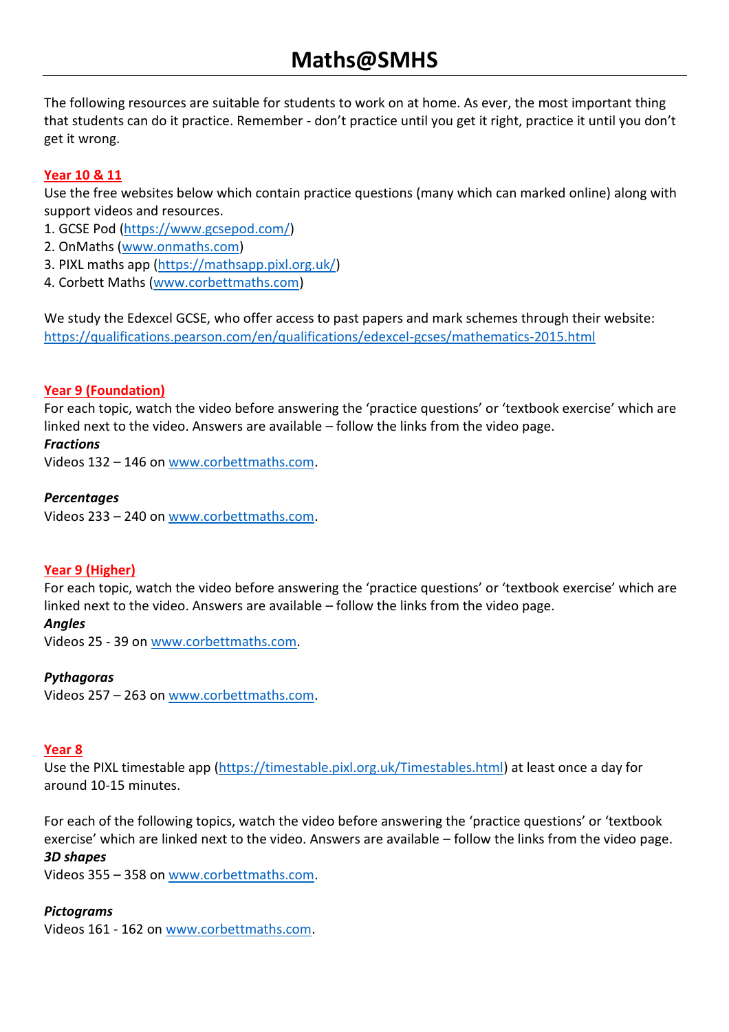# Maths@SMHS

The following resources are suitable for students to work on at home. As ever, the most important thing that students can do it practice. Remember - don't practice until you get it right, practice it until you don't get it wrong.

## Year 10 & 11

Use the free websites below which contain practice questions (many which can marked online) along with support videos and resources.

1. GCSE Pod (https://www.gcsepod.com/)
2. OnMaths (www.onmaths.com)
3. PIXL maths app (https://mathsapp.pixl.org.uk/)
4. Corbett Maths (www.corbettmaths.com)

We study the Edexcel GCSE, who offer access to past papers and mark schemes through their website: https://qualifications.pearson.com/en/qualifications/edexcel-gcses/mathematics-2015.html

## Year 9 (Foundation)

For each topic, watch the video before answering the 'practice questions' or 'textbook exercise' which are linked next to the video. Answers are available – follow the links from the video page.

***Fractions***

Videos 132 – 146 on www.corbettmaths.com.

***Percentages***

Videos 233 – 240 on www.corbettmaths.com.

## Year 9 (Higher)

For each topic, watch the video before answering the 'practice questions' or 'textbook exercise' which are linked next to the video. Answers are available – follow the links from the video page.

***Angles***

Videos 25 - 39 on www.corbettmaths.com.

***Pythagoras***

Videos 257 – 263 on www.corbettmaths.com.

## Year 8

Use the PIXL timestable app (https://timestable.pixl.org.uk/Timestables.html) at least once a day for around 10-15 minutes.

For each of the following topics, watch the video before answering the 'practice questions' or 'textbook exercise' which are linked next to the video. Answers are available – follow the links from the video page.

***3D shapes***

Videos 355 – 358 on www.corbettmaths.com.

***Pictograms***

Videos 161 - 162 on www.corbettmaths.com.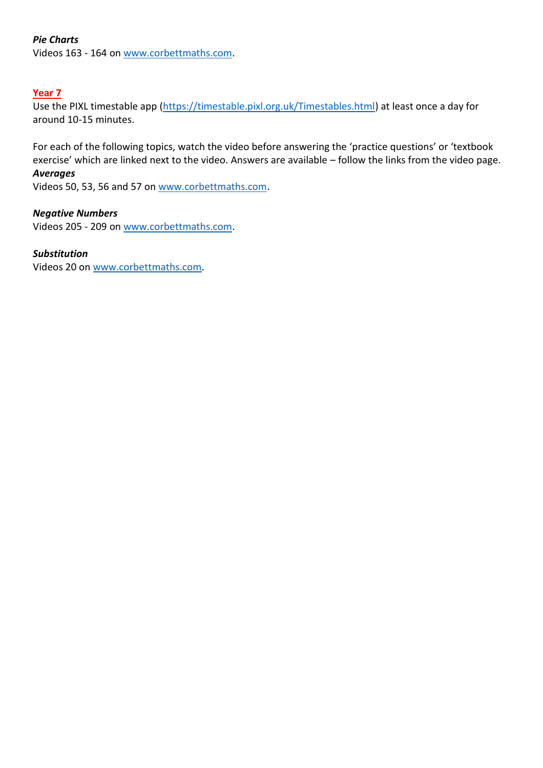***Pie Charts***

Videos 163 - 164 on www.corbettmaths.com.

## Year 7

Use the PIXL timestable app (https://timestable.pixl.org.uk/Timestables.html) at least once a day for around 10-15 minutes.

For each of the following topics, watch the video before answering the 'practice questions' or 'textbook exercise' which are linked next to the video. Answers are available – follow the links from the video page.

***Averages***

Videos 50, 53, 56 and 57 on www.corbettmaths.com.

***Negative Numbers***

Videos 205 - 209 on www.corbettmaths.com.

***Substitution***

Videos 20 on www.corbettmaths.com.